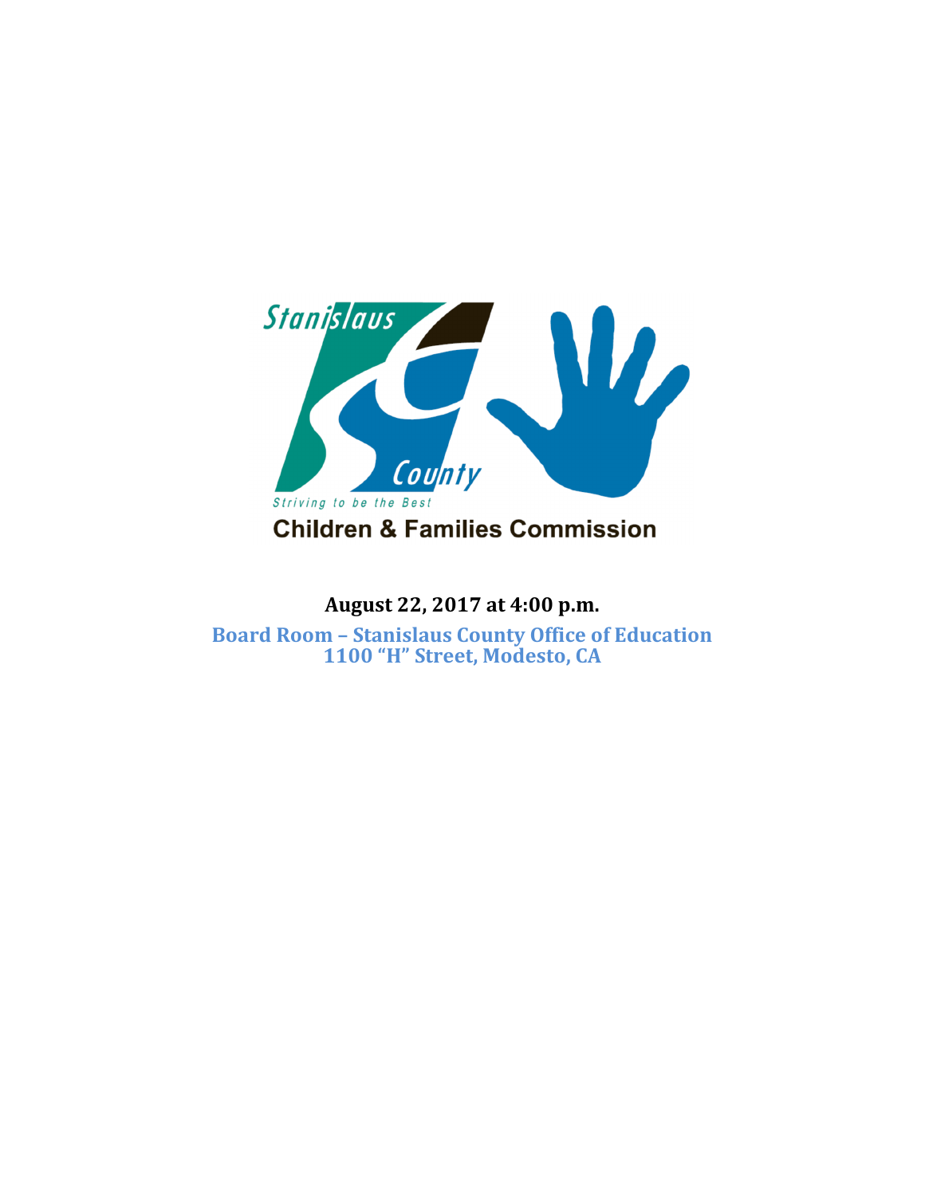Stanislaus County

Striving to be the Best

**Children & Families Commission**

**August 22, 2017 at 4:00 p.m.**

**Board Room – Stanislaus County Office of Education**
**1100 "H" Street, Modesto, CA**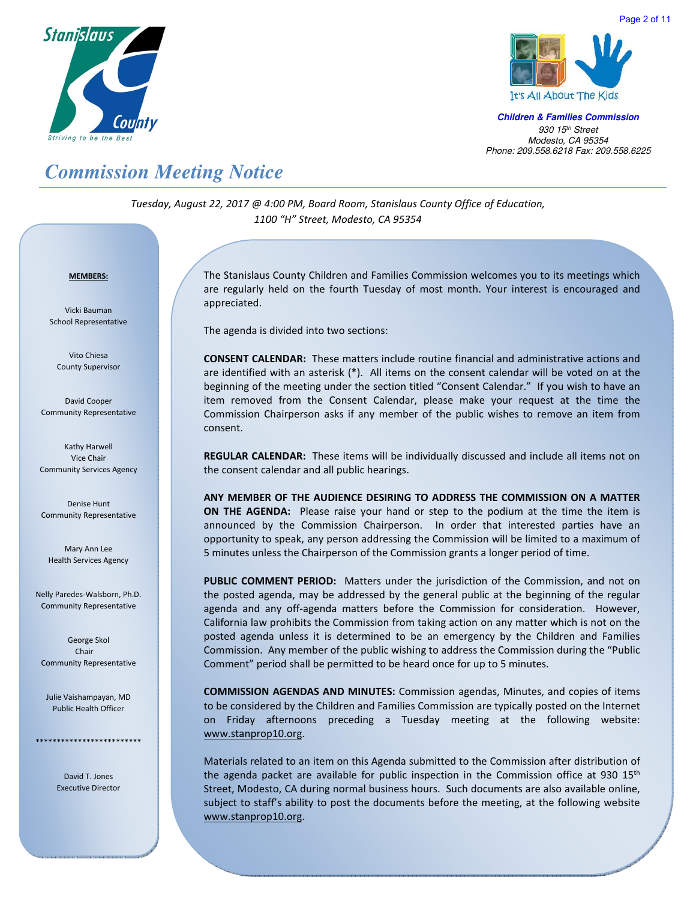Stanislaus County
*Striving to be the Best*

It's All About The Kids

***Children & Families Commission***
*930 15th Street*
*Modesto, CA 95354*
*Phone: 209.558.6218 Fax: 209.558.6225*

# *Commission Meeting Notice*

*Tuesday, August 22, 2017 @ 4:00 PM, Board Room, Stanislaus County Office of Education, 1100 "H" Street, Modesto, CA 95354*

**MEMBERS:**

Vicki Bauman
School Representative

Vito Chiesa
County Supervisor

David Cooper
Community Representative

Kathy Harwell
Vice Chair
Community Services Agency

Denise Hunt
Community Representative

Mary Ann Lee
Health Services Agency

Nelly Paredes-Walsborn, Ph.D.
Community Representative

George Skol
Chair
Community Representative

Julie Vaishampayan, MD
Public Health Officer

*************************

David T. Jones
Executive Director

The Stanislaus County Children and Families Commission welcomes you to its meetings which are regularly held on the fourth Tuesday of most month. Your interest is encouraged and appreciated.

The agenda is divided into two sections:

**CONSENT CALENDAR:** These matters include routine financial and administrative actions and are identified with an asterisk (*). All items on the consent calendar will be voted on at the beginning of the meeting under the section titled "Consent Calendar." If you wish to have an item removed from the Consent Calendar, please make your request at the time the Commission Chairperson asks if any member of the public wishes to remove an item from consent.

**REGULAR CALENDAR:** These items will be individually discussed and include all items not on the consent calendar and all public hearings.

**ANY MEMBER OF THE AUDIENCE DESIRING TO ADDRESS THE COMMISSION ON A MATTER ON THE AGENDA:** Please raise your hand or step to the podium at the time the item is announced by the Commission Chairperson. In order that interested parties have an opportunity to speak, any person addressing the Commission will be limited to a maximum of 5 minutes unless the Chairperson of the Commission grants a longer period of time.

**PUBLIC COMMENT PERIOD:** Matters under the jurisdiction of the Commission, and not on the posted agenda, may be addressed by the general public at the beginning of the regular agenda and any off-agenda matters before the Commission for consideration. However, California law prohibits the Commission from taking action on any matter which is not on the posted agenda unless it is determined to be an emergency by the Children and Families Commission. Any member of the public wishing to address the Commission during the "Public Comment" period shall be permitted to be heard once for up to 5 minutes.

**COMMISSION AGENDAS AND MINUTES:** Commission agendas, Minutes, and copies of items to be considered by the Children and Families Commission are typically posted on the Internet on Friday afternoons preceding a Tuesday meeting at the following website: www.stanprop10.org.

Materials related to an item on this Agenda submitted to the Commission after distribution of the agenda packet are available for public inspection in the Commission office at 930 15th Street, Modesto, CA during normal business hours. Such documents are also available online, subject to staff's ability to post the documents before the meeting, at the following website www.stanprop10.org.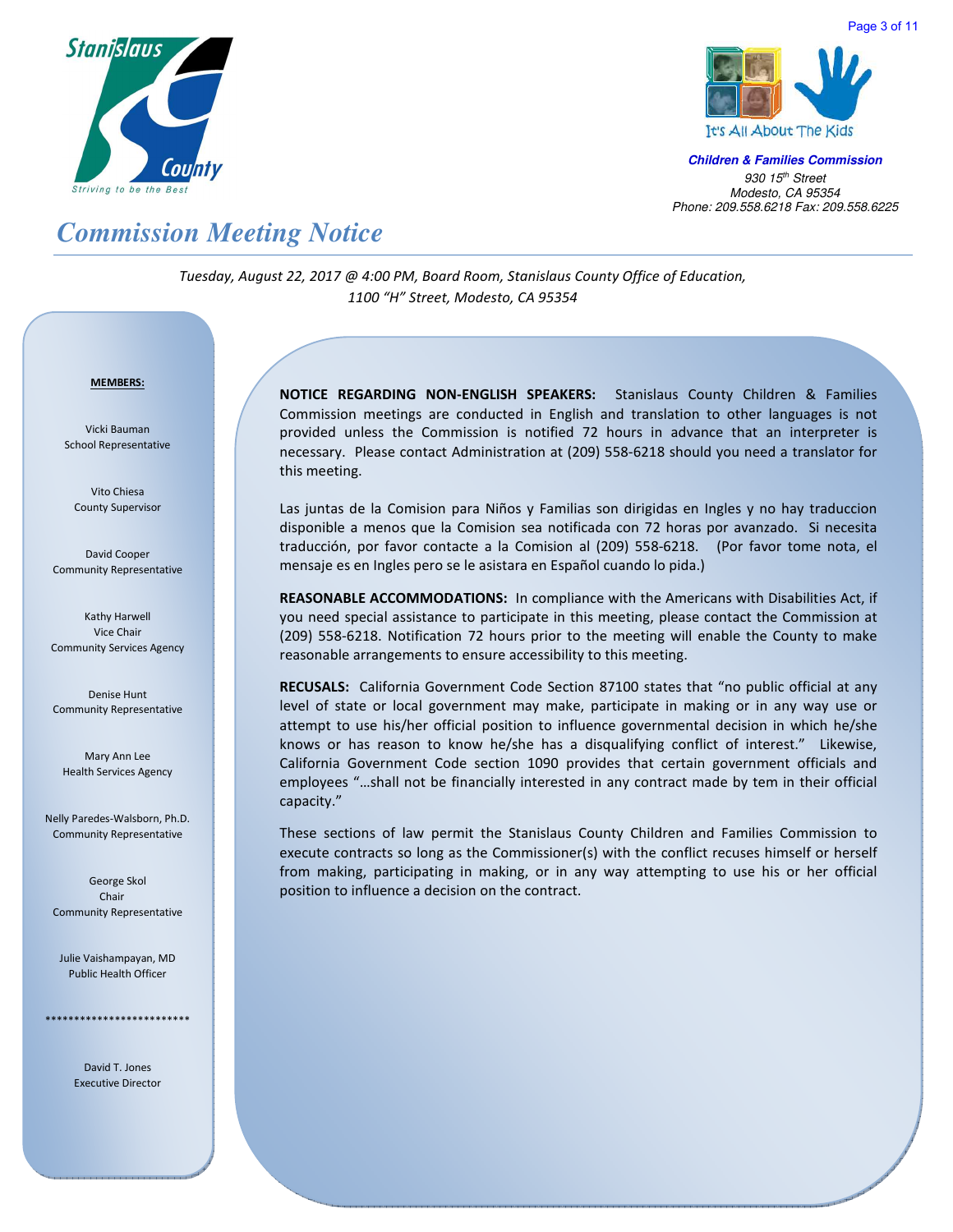Stanislaus County

*Striving to be the Best*

It's All About The Kids

***Children & Families Commission***

*930 15th Street*
*Modesto, CA 95354*
*Phone: 209.558.6218 Fax: 209.558.6225*

# *Commission Meeting Notice*

*Tuesday, August 22, 2017 @ 4:00 PM, Board Room, Stanislaus County Office of Education, 1100 "H" Street, Modesto, CA 95354*

**MEMBERS:**

Vicki Bauman
School Representative

Vito Chiesa
County Supervisor

David Cooper
Community Representative

Kathy Harwell
Vice Chair
Community Services Agency

Denise Hunt
Community Representative

Mary Ann Lee
Health Services Agency

Nelly Paredes-Walsborn, Ph.D.
Community Representative

George Skol
Chair
Community Representative

Julie Vaishampayan, MD
Public Health Officer

*************************

David T. Jones
Executive Director

**NOTICE REGARDING NON-ENGLISH SPEAKERS:** Stanislaus County Children & Families Commission meetings are conducted in English and translation to other languages is not provided unless the Commission is notified 72 hours in advance that an interpreter is necessary. Please contact Administration at (209) 558-6218 should you need a translator for this meeting.

Las juntas de la Comision para Niños y Familias son dirigidas en Ingles y no hay traduccion disponible a menos que la Comision sea notificada con 72 horas por avanzado. Si necesita traducción, por favor contacte a la Comision al (209) 558-6218. (Por favor tome nota, el mensaje es en Ingles pero se le asistara en Español cuando lo pida.)

**REASONABLE ACCOMMODATIONS:** In compliance with the Americans with Disabilities Act, if you need special assistance to participate in this meeting, please contact the Commission at (209) 558-6218. Notification 72 hours prior to the meeting will enable the County to make reasonable arrangements to ensure accessibility to this meeting.

**RECUSALS:** California Government Code Section 87100 states that "no public official at any level of state or local government may make, participate in making or in any way use or attempt to use his/her official position to influence governmental decision in which he/she knows or has reason to know he/she has a disqualifying conflict of interest." Likewise, California Government Code section 1090 provides that certain government officials and employees "…shall not be financially interested in any contract made by tem in their official capacity."

These sections of law permit the Stanislaus County Children and Families Commission to execute contracts so long as the Commissioner(s) with the conflict recuses himself or herself from making, participating in making, or in any way attempting to use his or her official position to influence a decision on the contract.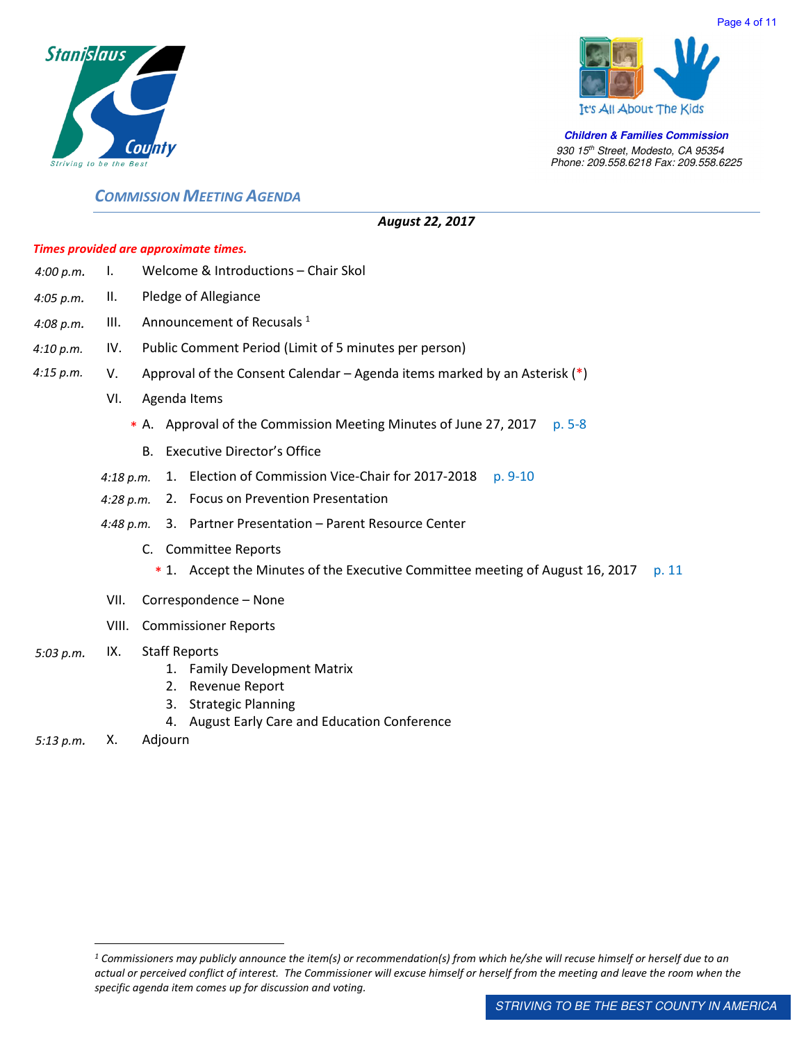Stanislaus County
Striving to be the Best

It's All About The Kids

**Children & Families Commission**
930 15th Street, Modesto, CA 95354
Phone: 209.558.6218 Fax: 209.558.6225

## *COMMISSION MEETING AGENDA*

***August 22, 2017***

***Times provided are approximate times.***

*4:00 p.m.* I. Welcome & Introductions – Chair Skol

*4:05 p.m.* II. Pledge of Allegiance

*4:08 p.m.* III. Announcement of Recusals [1]

*4:10 p.m.* IV. Public Comment Period (Limit of 5 minutes per person)

*4:15 p.m.* V. Approval of the Consent Calendar – Agenda items marked by an Asterisk (*)

VI. Agenda Items

* A. Approval of the Commission Meeting Minutes of June 27, 2017 p. 5-8

B. Executive Director's Office

*4:18 p.m.* 1. Election of Commission Vice-Chair for 2017-2018 p. 9-10

*4:28 p.m.* 2. Focus on Prevention Presentation

*4:48 p.m.* 3. Partner Presentation – Parent Resource Center

C. Committee Reports

* 1. Accept the Minutes of the Executive Committee meeting of August 16, 2017 p. 11

VII. Correspondence – None

VIII. Commissioner Reports

*5:03 p.m.* IX. Staff Reports
1. Family Development Matrix
2. Revenue Report
3. Strategic Planning
4. August Early Care and Education Conference

*5:13 p.m.* X. Adjourn

---

*[1] Commissioners may publicly announce the item(s) or recommendation(s) from which he/she will recuse himself or herself due to an actual or perceived conflict of interest. The Commissioner will excuse himself or herself from the meeting and leave the room when the specific agenda item comes up for discussion and voting.*

STRIVING TO BE THE BEST COUNTY IN AMERICA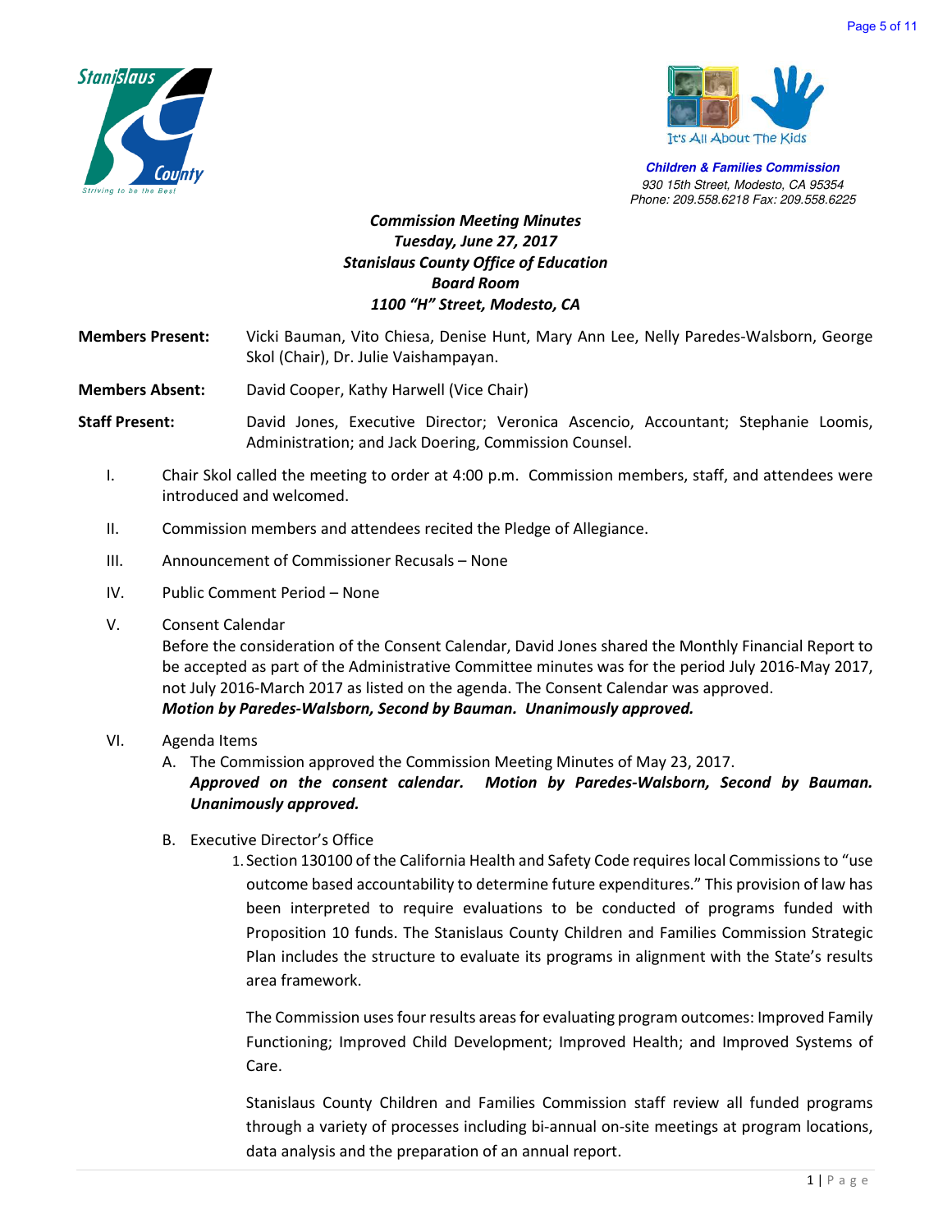**Children & Families Commission**
930 15th Street, Modesto, CA 95354
Phone: 209.558.6218 Fax: 209.558.6225

***Commission Meeting Minutes***
***Tuesday, June 27, 2017***
***Stanislaus County Office of Education***
***Board Room***
***1100 "H" Street, Modesto, CA***

**Members Present:** Vicki Bauman, Vito Chiesa, Denise Hunt, Mary Ann Lee, Nelly Paredes-Walsborn, George Skol (Chair), Dr. Julie Vaishampayan.

**Members Absent:** David Cooper, Kathy Harwell (Vice Chair)

**Staff Present:** David Jones, Executive Director; Veronica Ascencio, Accountant; Stephanie Loomis, Administration; and Jack Doering, Commission Counsel.

I. Chair Skol called the meeting to order at 4:00 p.m. Commission members, staff, and attendees were introduced and welcomed.

II. Commission members and attendees recited the Pledge of Allegiance.

III. Announcement of Commissioner Recusals – None

IV. Public Comment Period – None

V. Consent Calendar
Before the consideration of the Consent Calendar, David Jones shared the Monthly Financial Report to be accepted as part of the Administrative Committee minutes was for the period July 2016-May 2017, not July 2016-March 2017 as listed on the agenda. The Consent Calendar was approved.
***Motion by Paredes-Walsborn, Second by Bauman. Unanimously approved.***

VI. Agenda Items

A. The Commission approved the Commission Meeting Minutes of May 23, 2017.
***Approved on the consent calendar. Motion by Paredes-Walsborn, Second by Bauman. Unanimously approved.***

B. Executive Director's Office

1. Section 130100 of the California Health and Safety Code requires local Commissions to "use outcome based accountability to determine future expenditures." This provision of law has been interpreted to require evaluations to be conducted of programs funded with Proposition 10 funds. The Stanislaus County Children and Families Commission Strategic Plan includes the structure to evaluate its programs in alignment with the State's results area framework.

   The Commission uses four results areas for evaluating program outcomes: Improved Family Functioning; Improved Child Development; Improved Health; and Improved Systems of Care.

   Stanislaus County Children and Families Commission staff review all funded programs through a variety of processes including bi-annual on-site meetings at program locations, data analysis and the preparation of an annual report.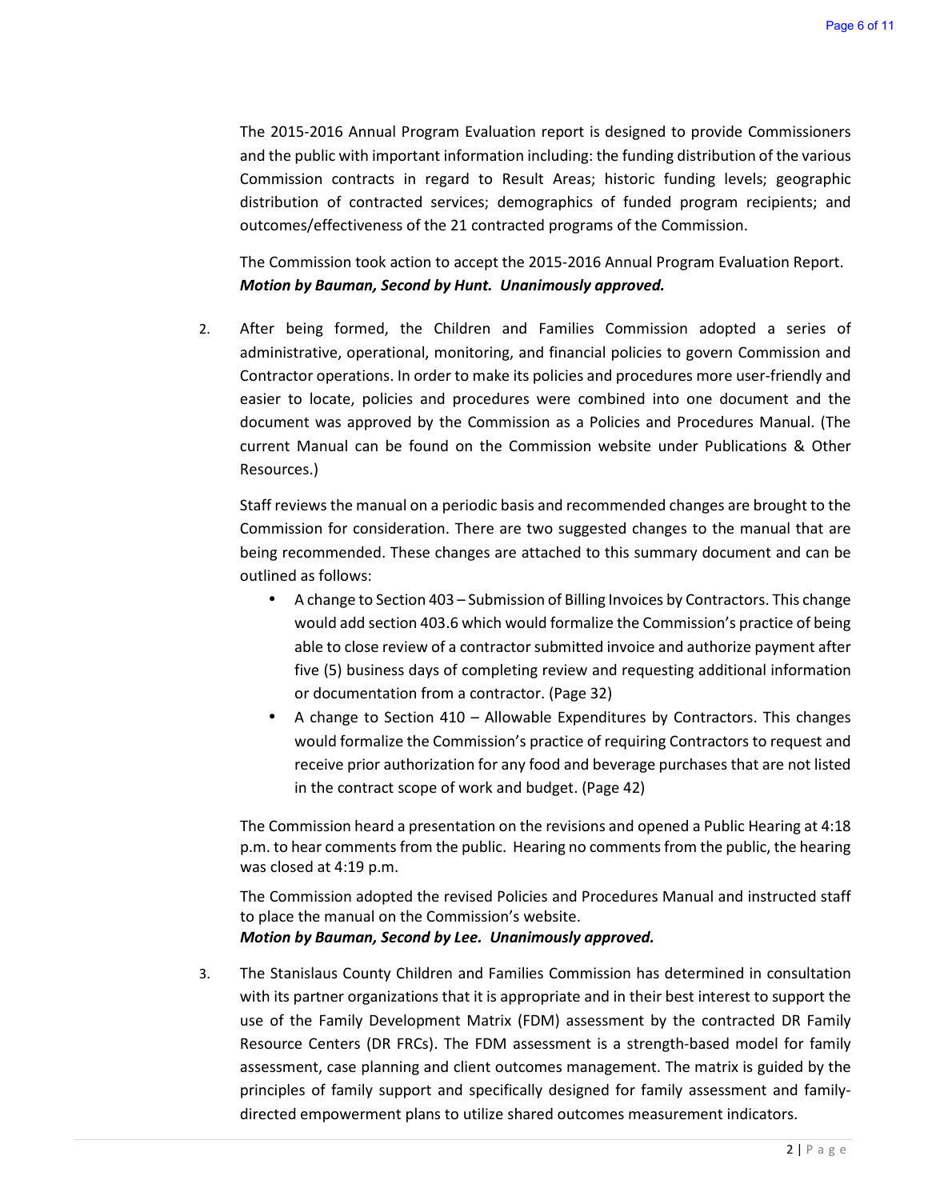The 2015-2016 Annual Program Evaluation report is designed to provide Commissioners and the public with important information including: the funding distribution of the various Commission contracts in regard to Result Areas; historic funding levels; geographic distribution of contracted services; demographics of funded program recipients; and outcomes/effectiveness of the 21 contracted programs of the Commission.

The Commission took action to accept the 2015-2016 Annual Program Evaluation Report.
***Motion by Bauman, Second by Hunt. Unanimously approved.***

2. After being formed, the Children and Families Commission adopted a series of administrative, operational, monitoring, and financial policies to govern Commission and Contractor operations. In order to make its policies and procedures more user-friendly and easier to locate, policies and procedures were combined into one document and the document was approved by the Commission as a Policies and Procedures Manual. (The current Manual can be found on the Commission website under Publications & Other Resources.)

   Staff reviews the manual on a periodic basis and recommended changes are brought to the Commission for consideration. There are two suggested changes to the manual that are being recommended. These changes are attached to this summary document and can be outlined as follows:

   - A change to Section 403 – Submission of Billing Invoices by Contractors. This change would add section 403.6 which would formalize the Commission's practice of being able to close review of a contractor submitted invoice and authorize payment after five (5) business days of completing review and requesting additional information or documentation from a contractor. (Page 32)
   - A change to Section 410 – Allowable Expenditures by Contractors. This changes would formalize the Commission's practice of requiring Contractors to request and receive prior authorization for any food and beverage purchases that are not listed in the contract scope of work and budget. (Page 42)

   The Commission heard a presentation on the revisions and opened a Public Hearing at 4:18 p.m. to hear comments from the public. Hearing no comments from the public, the hearing was closed at 4:19 p.m.

   The Commission adopted the revised Policies and Procedures Manual and instructed staff to place the manual on the Commission's website.
   ***Motion by Bauman, Second by Lee. Unanimously approved.***

3. The Stanislaus County Children and Families Commission has determined in consultation with its partner organizations that it is appropriate and in their best interest to support the use of the Family Development Matrix (FDM) assessment by the contracted DR Family Resource Centers (DR FRCs). The FDM assessment is a strength-based model for family assessment, case planning and client outcomes management. The matrix is guided by the principles of family support and specifically designed for family assessment and family-directed empowerment plans to utilize shared outcomes measurement indicators.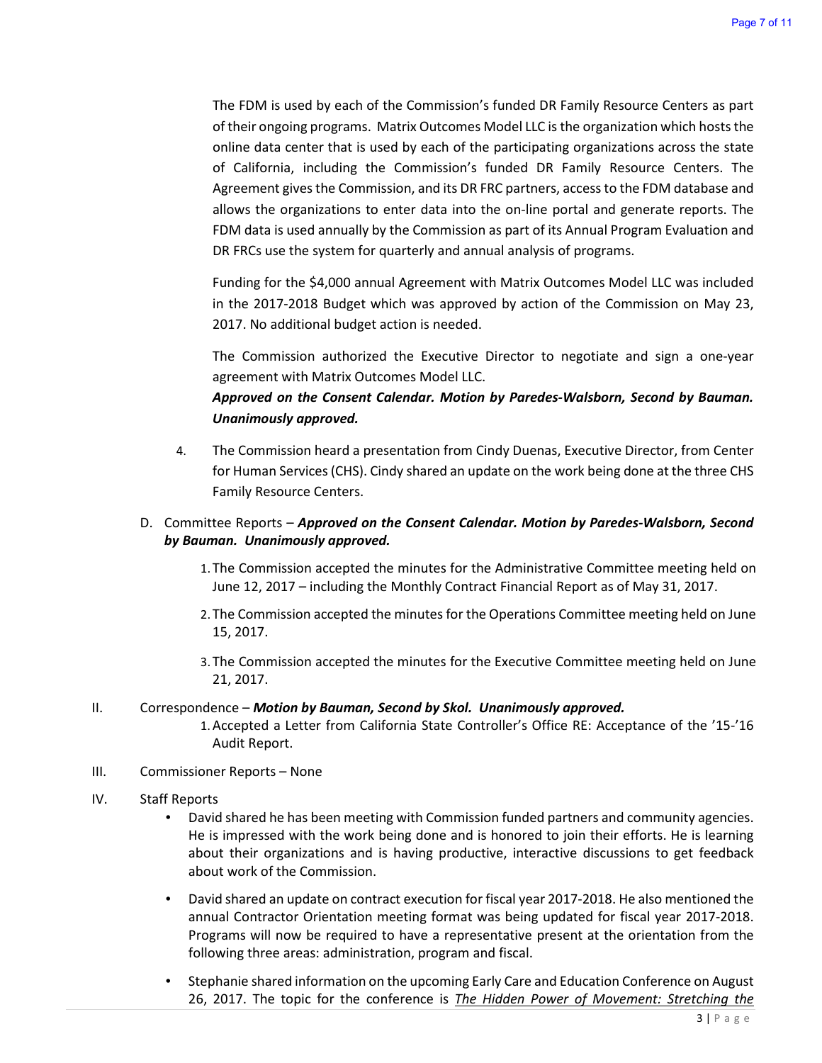The FDM is used by each of the Commission's funded DR Family Resource Centers as part of their ongoing programs. Matrix Outcomes Model LLC is the organization which hosts the online data center that is used by each of the participating organizations across the state of California, including the Commission's funded DR Family Resource Centers. The Agreement gives the Commission, and its DR FRC partners, access to the FDM database and allows the organizations to enter data into the on-line portal and generate reports. The FDM data is used annually by the Commission as part of its Annual Program Evaluation and DR FRCs use the system for quarterly and annual analysis of programs.

Funding for the $4,000 annual Agreement with Matrix Outcomes Model LLC was included in the 2017-2018 Budget which was approved by action of the Commission on May 23, 2017. No additional budget action is needed.

The Commission authorized the Executive Director to negotiate and sign a one-year agreement with Matrix Outcomes Model LLC.

***Approved on the Consent Calendar. Motion by Paredes-Walsborn, Second by Bauman. Unanimously approved.***

4. The Commission heard a presentation from Cindy Duenas, Executive Director, from Center for Human Services (CHS). Cindy shared an update on the work being done at the three CHS Family Resource Centers.

D. Committee Reports – ***Approved on the Consent Calendar. Motion by Paredes-Walsborn, Second by Bauman. Unanimously approved.***

1. The Commission accepted the minutes for the Administrative Committee meeting held on June 12, 2017 – including the Monthly Contract Financial Report as of May 31, 2017.
2. The Commission accepted the minutes for the Operations Committee meeting held on June 15, 2017.
3. The Commission accepted the minutes for the Executive Committee meeting held on June 21, 2017.

II. Correspondence – ***Motion by Bauman, Second by Skol. Unanimously approved.***

1. Accepted a Letter from California State Controller's Office RE: Acceptance of the '15-'16 Audit Report.

III. Commissioner Reports – None

IV. Staff Reports

- David shared he has been meeting with Commission funded partners and community agencies. He is impressed with the work being done and is honored to join their efforts. He is learning about their organizations and is having productive, interactive discussions to get feedback about work of the Commission.
- David shared an update on contract execution for fiscal year 2017-2018. He also mentioned the annual Contractor Orientation meeting format was being updated for fiscal year 2017-2018. Programs will now be required to have a representative present at the orientation from the following three areas: administration, program and fiscal.
- Stephanie shared information on the upcoming Early Care and Education Conference on August 26, 2017. The topic for the conference is <u>*The Hidden Power of Movement: Stretching the*</u>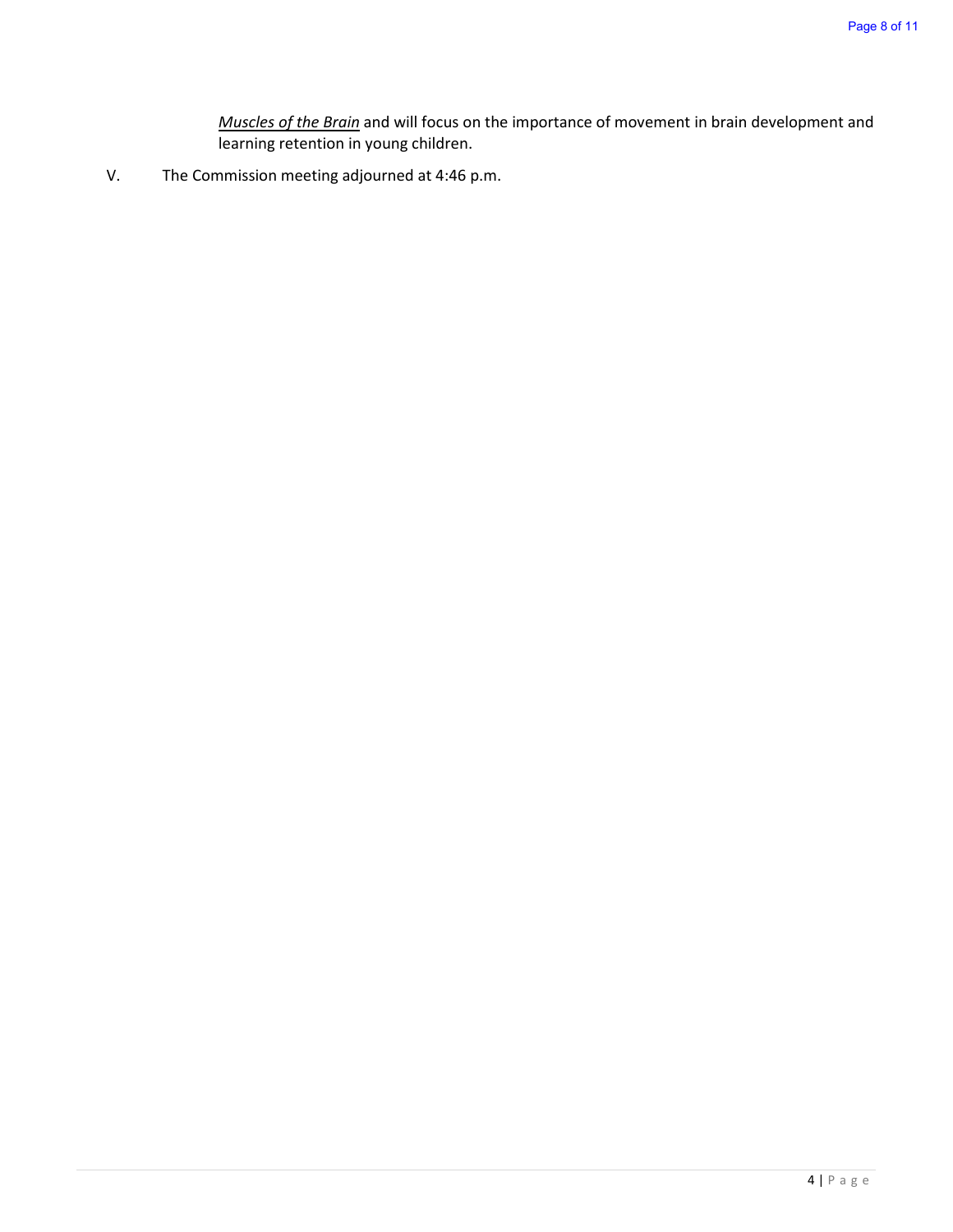*<u>Muscles of the Brain</u>* and will focus on the importance of movement in brain development and learning retention in young children.

V. The Commission meeting adjourned at 4:46 p.m.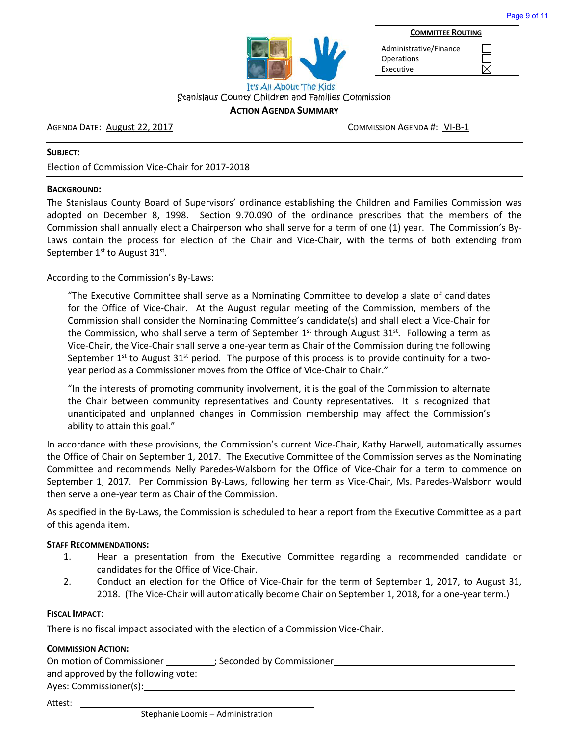| COMMITTEE ROUTING | |
|---|---|
| Administrative/Finance | ☐ |
| Operations | ☐ |
| Executive | ☒ |

It's All About The Kids

Stanislaus County Children and Families Commission

**ACTION AGENDA SUMMARY**

AGENDA DATE: August 22, 2017 COMMISSION AGENDA #: VI-B-1

**SUBJECT:**

Election of Commission Vice-Chair for 2017-2018

**BACKGROUND:**

The Stanislaus County Board of Supervisors' ordinance establishing the Children and Families Commission was adopted on December 8, 1998. Section 9.70.090 of the ordinance prescribes that the members of the Commission shall annually elect a Chairperson who shall serve for a term of one (1) year. The Commission's By-Laws contain the process for election of the Chair and Vice-Chair, with the terms of both extending from September 1st to August 31st.

According to the Commission's By-Laws:

> "The Executive Committee shall serve as a Nominating Committee to develop a slate of candidates for the Office of Vice-Chair. At the August regular meeting of the Commission, members of the Commission shall consider the Nominating Committee's candidate(s) and shall elect a Vice-Chair for the Commission, who shall serve a term of September 1st through August 31st. Following a term as Vice-Chair, the Vice-Chair shall serve a one-year term as Chair of the Commission during the following September 1st to August 31st period. The purpose of this process is to provide continuity for a two-year period as a Commissioner moves from the Office of Vice-Chair to Chair."
>
> "In the interests of promoting community involvement, it is the goal of the Commission to alternate the Chair between community representatives and County representatives. It is recognized that unanticipated and unplanned changes in Commission membership may affect the Commission's ability to attain this goal."

In accordance with these provisions, the Commission's current Vice-Chair, Kathy Harwell, automatically assumes the Office of Chair on September 1, 2017. The Executive Committee of the Commission serves as the Nominating Committee and recommends Nelly Paredes-Walsborn for the Office of Vice-Chair for a term to commence on September 1, 2017. Per Commission By-Laws, following her term as Vice-Chair, Ms. Paredes-Walsborn would then serve a one-year term as Chair of the Commission.

As specified in the By-Laws, the Commission is scheduled to hear a report from the Executive Committee as a part of this agenda item.

**STAFF RECOMMENDATIONS:**

1. Hear a presentation from the Executive Committee regarding a recommended candidate or candidates for the Office of Vice-Chair.
2. Conduct an election for the Office of Vice-Chair for the term of September 1, 2017, to August 31, 2018. (The Vice-Chair will automatically become Chair on September 1, 2018, for a one-year term.)

**FISCAL IMPACT:**

There is no fiscal impact associated with the election of a Commission Vice-Chair.

**COMMISSION ACTION:**

On motion of Commissioner __________; Seconded by Commissioner ____________________
and approved by the following vote:
Ayes: Commissioner(s): ____________________

Attest: ____________________
Stephanie Loomis – Administration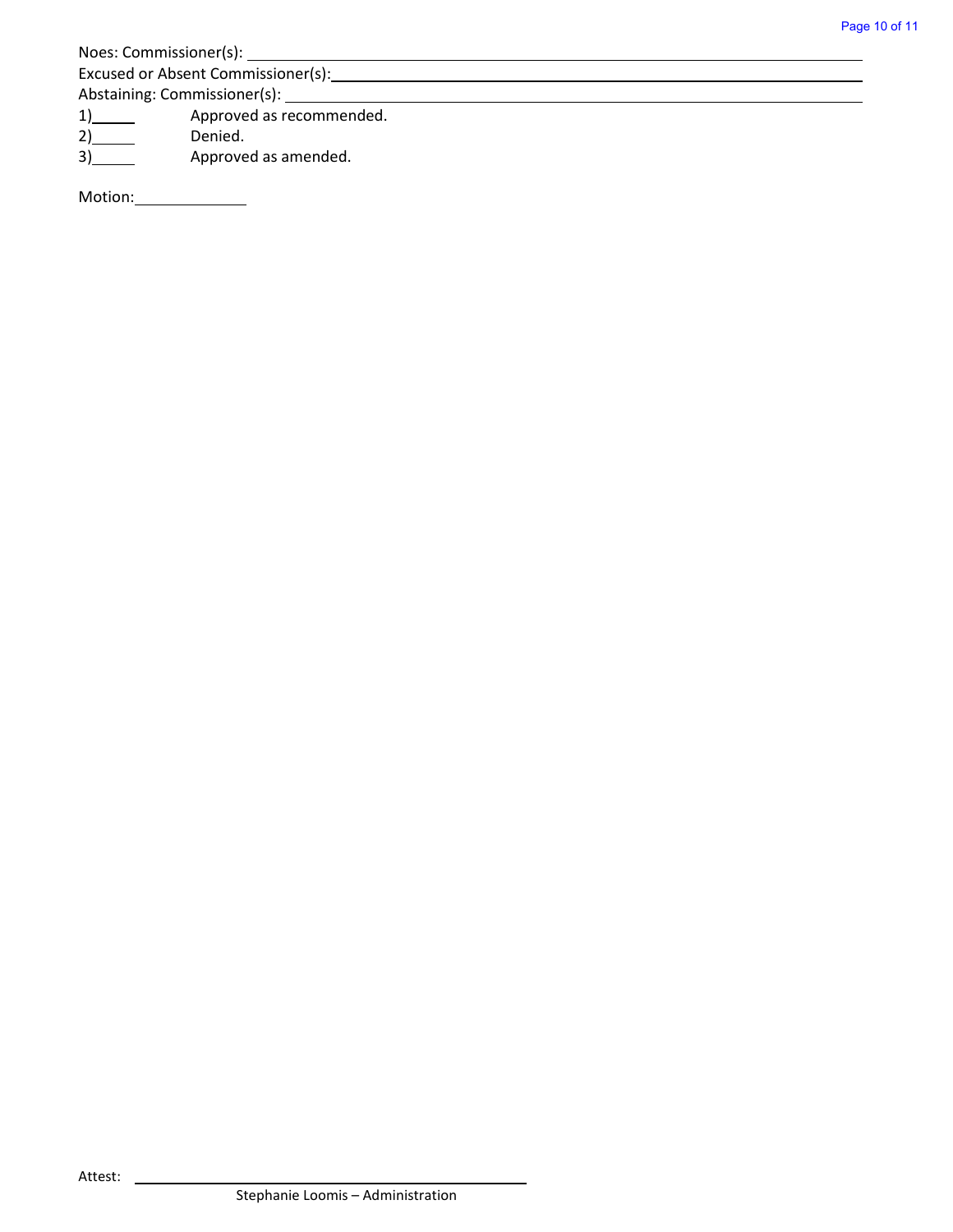Noes: Commissioner(s): ______________________________________________

Excused or Absent Commissioner(s): ______________________________________

Abstaining: Commissioner(s): _____________________________________________

1)_____ Approved as recommended.

2)_____ Denied.

3)_____ Approved as amended.

Motion: ____________

Attest: ________________________________________

Stephanie Loomis – Administration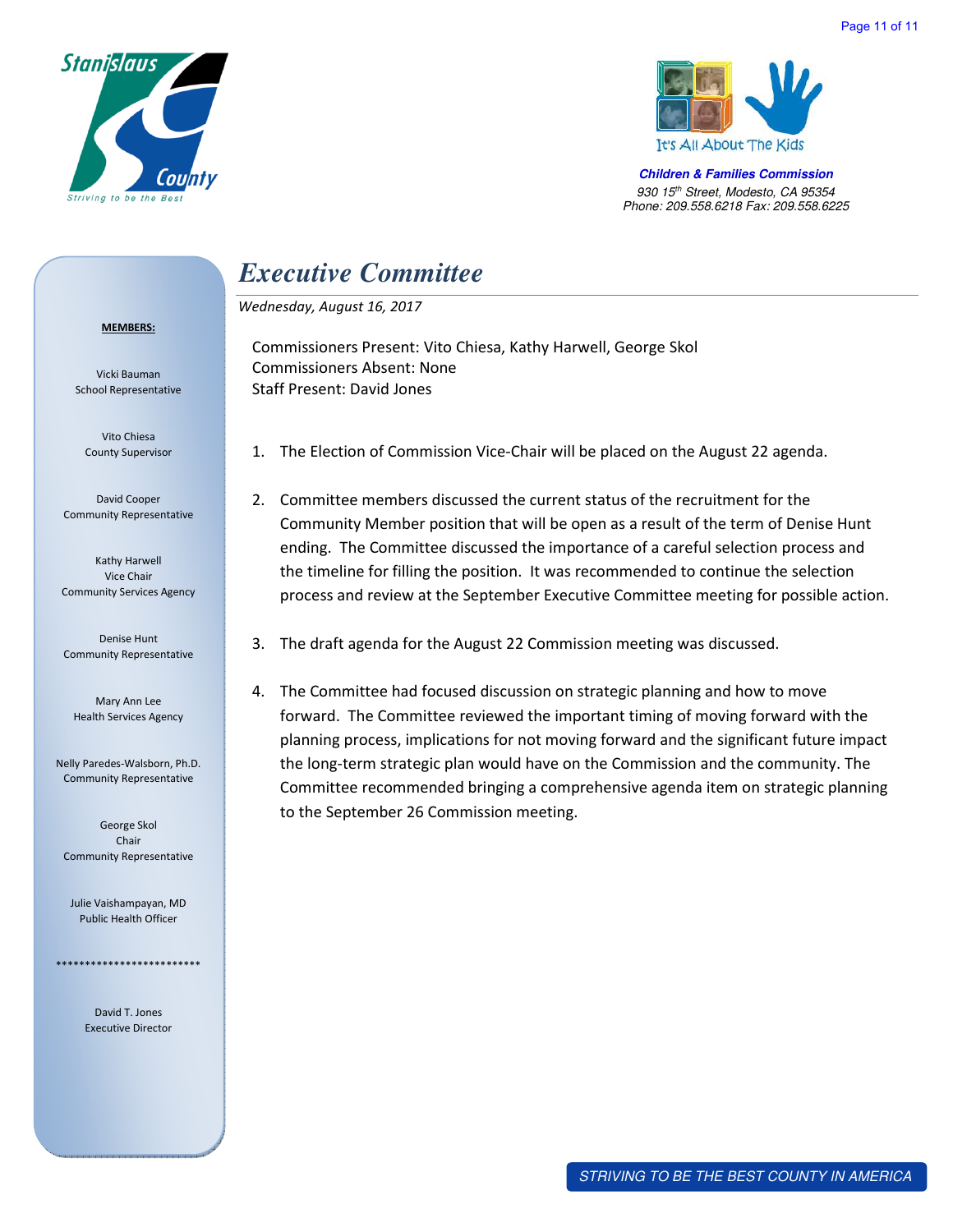Stanislaus County
Striving to be the Best

It's All About The Kids

**Children & Families Commission**
930 15th Street, Modesto, CA 95354
Phone: 209.558.6218 Fax: 209.558.6225

**MEMBERS:**

Vicki Bauman
School Representative

Vito Chiesa
County Supervisor

David Cooper
Community Representative

Kathy Harwell
Vice Chair
Community Services Agency

Denise Hunt
Community Representative

Mary Ann Lee
Health Services Agency

Nelly Paredes-Walsborn, Ph.D.
Community Representative

George Skol
Chair
Community Representative

Julie Vaishampayan, MD
Public Health Officer

*************************

David T. Jones
Executive Director

# *Executive Committee*

*Wednesday, August 16, 2017*

Commissioners Present: Vito Chiesa, Kathy Harwell, George Skol
Commissioners Absent: None
Staff Present: David Jones

1. The Election of Commission Vice-Chair will be placed on the August 22 agenda.

2. Committee members discussed the current status of the recruitment for the Community Member position that will be open as a result of the term of Denise Hunt ending. The Committee discussed the importance of a careful selection process and the timeline for filling the position. It was recommended to continue the selection process and review at the September Executive Committee meeting for possible action.

3. The draft agenda for the August 22 Commission meeting was discussed.

4. The Committee had focused discussion on strategic planning and how to move forward. The Committee reviewed the important timing of moving forward with the planning process, implications for not moving forward and the significant future impact the long-term strategic plan would have on the Commission and the community. The Committee recommended bringing a comprehensive agenda item on strategic planning to the September 26 Commission meeting.

STRIVING TO BE THE BEST COUNTY IN AMERICA